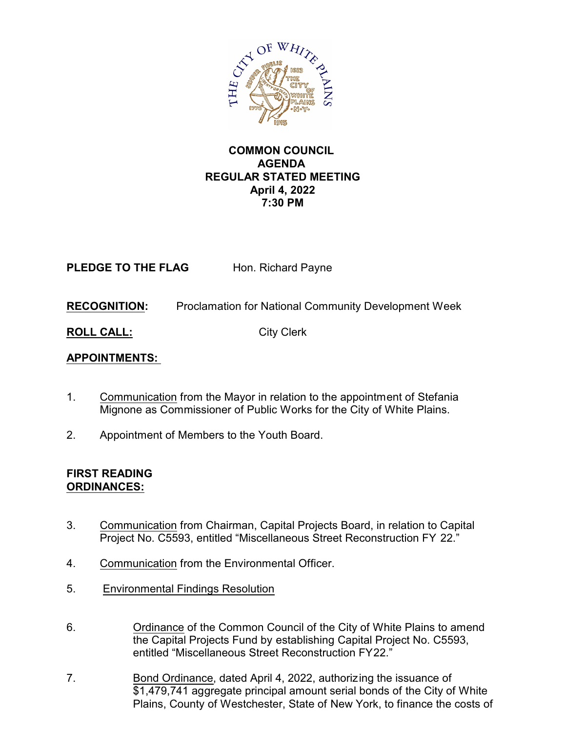**COMMON COUNCIL**
**AGENDA**
**REGULAR STATED MEETING**
**April 4, 2022**
**7:30 PM**

**PLEDGE TO THE FLAG** Hon. Richard Payne

**RECOGNITION:** Proclamation for National Community Development Week

**ROLL CALL:** City Clerk

**APPOINTMENTS:**

1. Communication from the Mayor in relation to the appointment of Stefania Mignone as Commissioner of Public Works for the City of White Plains.

2. Appointment of Members to the Youth Board.

**FIRST READING ORDINANCES:**

3. Communication from Chairman, Capital Projects Board, in relation to Capital Project No. C5593, entitled "Miscellaneous Street Reconstruction FY 22."

4. Communication from the Environmental Officer.

5. Environmental Findings Resolution

6. Ordinance of the Common Council of the City of White Plains to amend the Capital Projects Fund by establishing Capital Project No. C5593, entitled "Miscellaneous Street Reconstruction FY22."

7. Bond Ordinance, dated April 4, 2022, authorizing the issuance of $1,479,741 aggregate principal amount serial bonds of the City of White Plains, County of Westchester, State of New York, to finance the costs of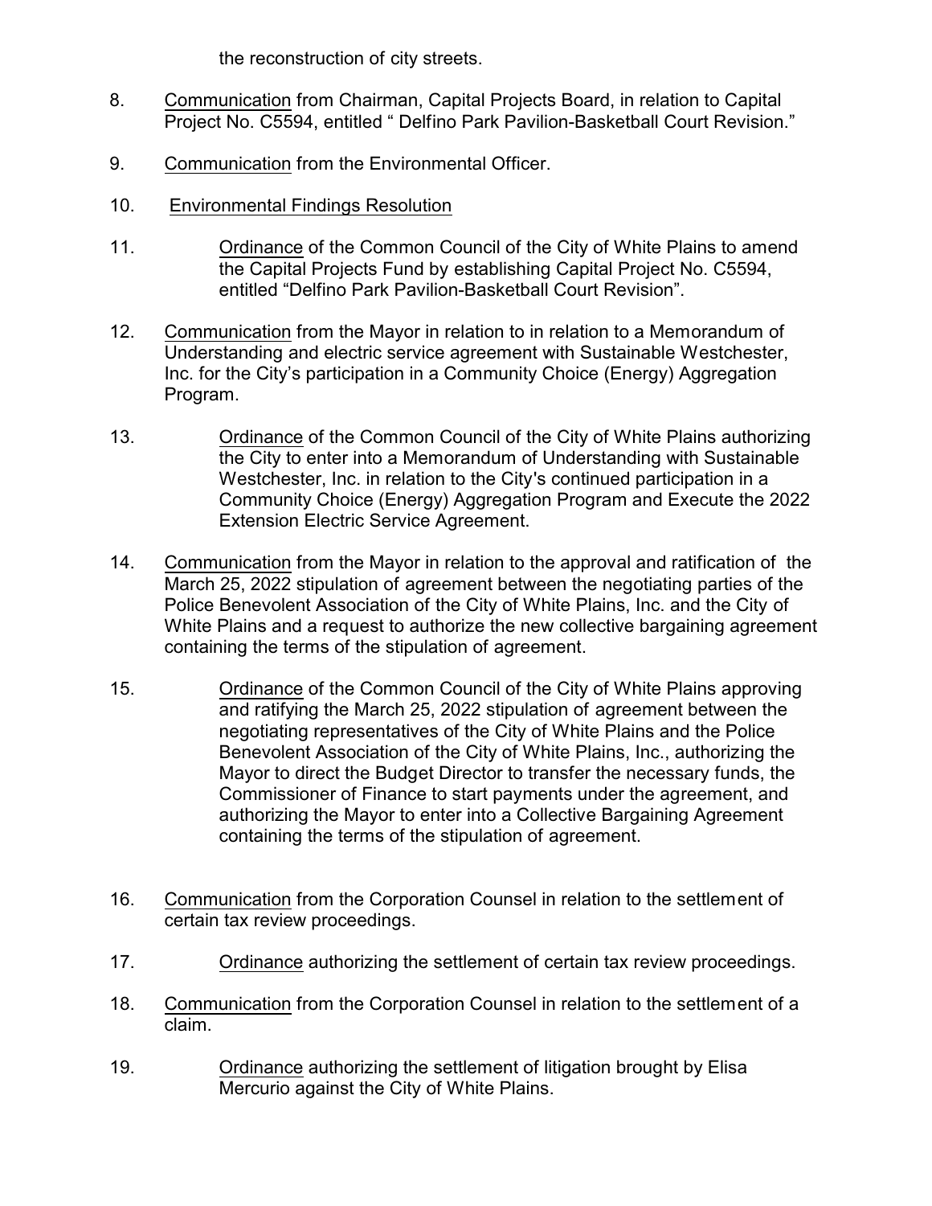the reconstruction of city streets.

8. Communication from Chairman, Capital Projects Board, in relation to Capital Project No. C5594, entitled " Delfino Park Pavilion-Basketball Court Revision."

9. Communication from the Environmental Officer.

10. Environmental Findings Resolution

11. Ordinance of the Common Council of the City of White Plains to amend the Capital Projects Fund by establishing Capital Project No. C5594, entitled "Delfino Park Pavilion-Basketball Court Revision".

12. Communication from the Mayor in relation to in relation to a Memorandum of Understanding and electric service agreement with Sustainable Westchester, Inc. for the City's participation in a Community Choice (Energy) Aggregation Program.

13. Ordinance of the Common Council of the City of White Plains authorizing the City to enter into a Memorandum of Understanding with Sustainable Westchester, Inc. in relation to the City's continued participation in a Community Choice (Energy) Aggregation Program and Execute the 2022 Extension Electric Service Agreement.

14. Communication from the Mayor in relation to the approval and ratification of the March 25, 2022 stipulation of agreement between the negotiating parties of the Police Benevolent Association of the City of White Plains, Inc. and the City of White Plains and a request to authorize the new collective bargaining agreement containing the terms of the stipulation of agreement.

15. Ordinance of the Common Council of the City of White Plains approving and ratifying the March 25, 2022 stipulation of agreement between the negotiating representatives of the City of White Plains and the Police Benevolent Association of the City of White Plains, Inc., authorizing the Mayor to direct the Budget Director to transfer the necessary funds, the Commissioner of Finance to start payments under the agreement, and authorizing the Mayor to enter into a Collective Bargaining Agreement containing the terms of the stipulation of agreement.

16. Communication from the Corporation Counsel in relation to the settlement of certain tax review proceedings.

17. Ordinance authorizing the settlement of certain tax review proceedings.

18. Communication from the Corporation Counsel in relation to the settlement of a claim.

19. Ordinance authorizing the settlement of litigation brought by Elisa Mercurio against the City of White Plains.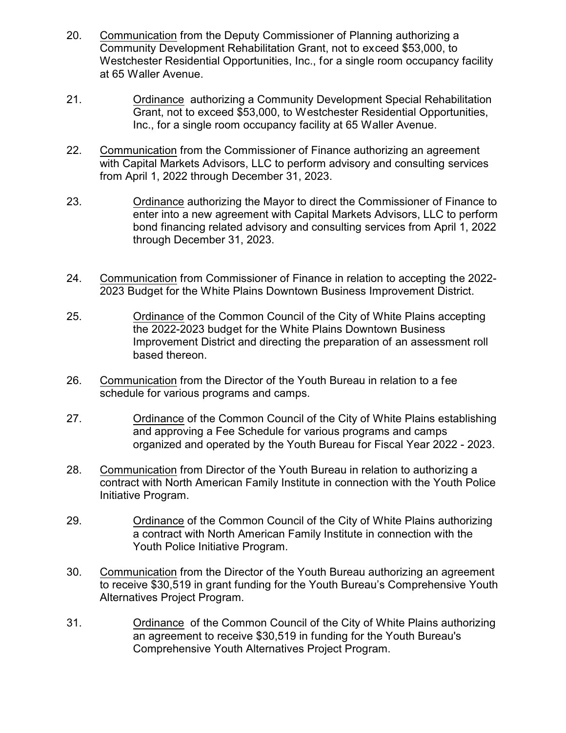20. Communication from the Deputy Commissioner of Planning authorizing a Community Development Rehabilitation Grant, not to exceed $53,000, to Westchester Residential Opportunities, Inc., for a single room occupancy facility at 65 Waller Avenue.

21. Ordinance authorizing a Community Development Special Rehabilitation Grant, not to exceed $53,000, to Westchester Residential Opportunities, Inc., for a single room occupancy facility at 65 Waller Avenue.

22. Communication from the Commissioner of Finance authorizing an agreement with Capital Markets Advisors, LLC to perform advisory and consulting services from April 1, 2022 through December 31, 2023.

23. Ordinance authorizing the Mayor to direct the Commissioner of Finance to enter into a new agreement with Capital Markets Advisors, LLC to perform bond financing related advisory and consulting services from April 1, 2022 through December 31, 2023.

24. Communication from Commissioner of Finance in relation to accepting the 2022-2023 Budget for the White Plains Downtown Business Improvement District.

25. Ordinance of the Common Council of the City of White Plains accepting the 2022-2023 budget for the White Plains Downtown Business Improvement District and directing the preparation of an assessment roll based thereon.

26. Communication from the Director of the Youth Bureau in relation to a fee schedule for various programs and camps.

27. Ordinance of the Common Council of the City of White Plains establishing and approving a Fee Schedule for various programs and camps organized and operated by the Youth Bureau for Fiscal Year 2022 - 2023.

28. Communication from Director of the Youth Bureau in relation to authorizing a contract with North American Family Institute in connection with the Youth Police Initiative Program.

29. Ordinance of the Common Council of the City of White Plains authorizing a contract with North American Family Institute in connection with the Youth Police Initiative Program.

30. Communication from the Director of the Youth Bureau authorizing an agreement to receive $30,519 in grant funding for the Youth Bureau's Comprehensive Youth Alternatives Project Program.

31. Ordinance of the Common Council of the City of White Plains authorizing an agreement to receive $30,519 in funding for the Youth Bureau's Comprehensive Youth Alternatives Project Program.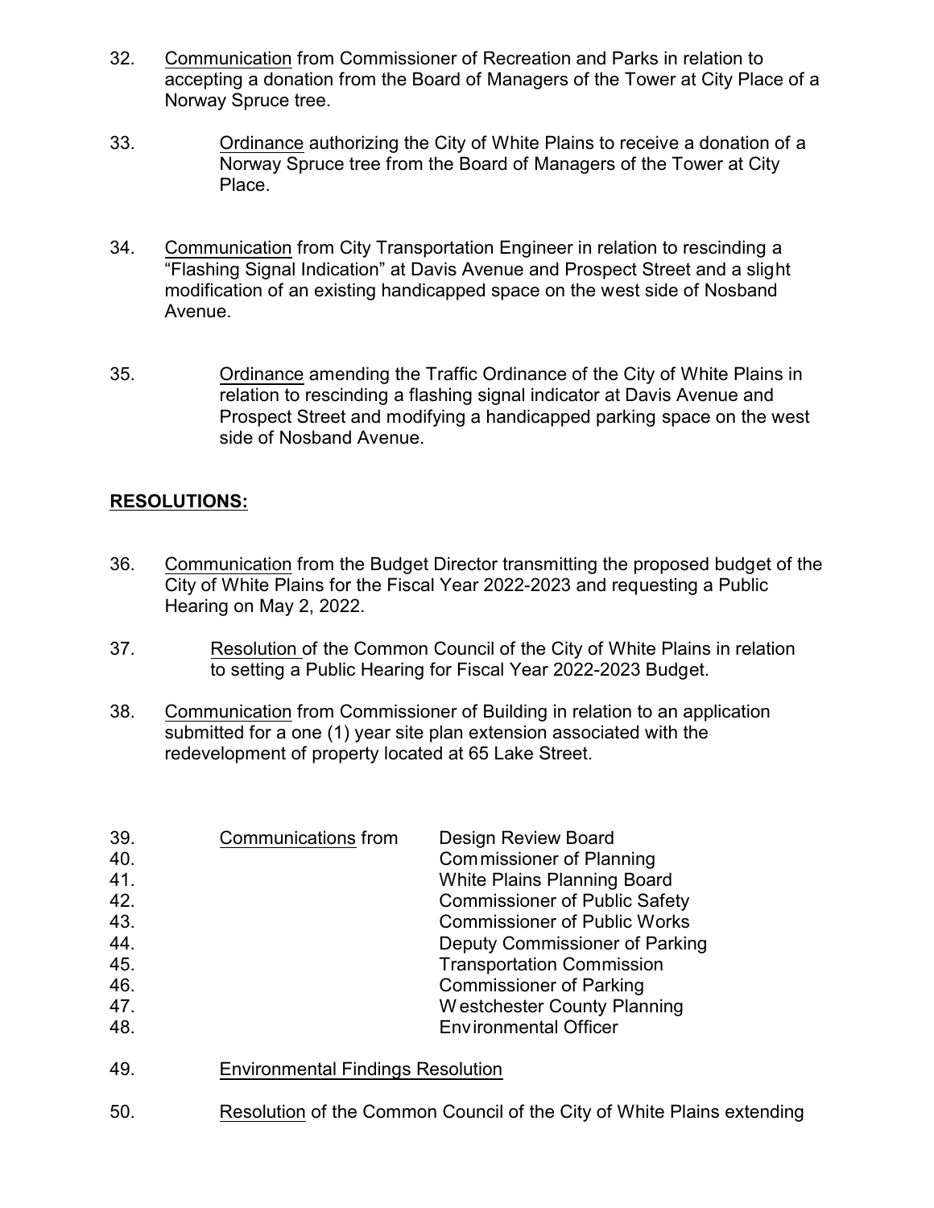32. Communication from Commissioner of Recreation and Parks in relation to accepting a donation from the Board of Managers of the Tower at City Place of a Norway Spruce tree.

33. Ordinance authorizing the City of White Plains to receive a donation of a Norway Spruce tree from the Board of Managers of the Tower at City Place.

34. Communication from City Transportation Engineer in relation to rescinding a "Flashing Signal Indication" at Davis Avenue and Prospect Street and a slight modification of an existing handicapped space on the west side of Nosband Avenue.

35. Ordinance amending the Traffic Ordinance of the City of White Plains in relation to rescinding a flashing signal indicator at Davis Avenue and Prospect Street and modifying a handicapped parking space on the west side of Nosband Avenue.

**RESOLUTIONS:**

36. Communication from the Budget Director transmitting the proposed budget of the City of White Plains for the Fiscal Year 2022-2023 and requesting a Public Hearing on May 2, 2022.

37. Resolution of the Common Council of the City of White Plains in relation to setting a Public Hearing for Fiscal Year 2022-2023 Budget.

38. Communication from Commissioner of Building in relation to an application submitted for a one (1) year site plan extension associated with the redevelopment of property located at 65 Lake Street.

39. Communications from Design Review Board
40. Commissioner of Planning
41. White Plains Planning Board
42. Commissioner of Public Safety
43. Commissioner of Public Works
44. Deputy Commissioner of Parking
45. Transportation Commission
46. Commissioner of Parking
47. Westchester County Planning
48. Environmental Officer

49. Environmental Findings Resolution

50. Resolution of the Common Council of the City of White Plains extending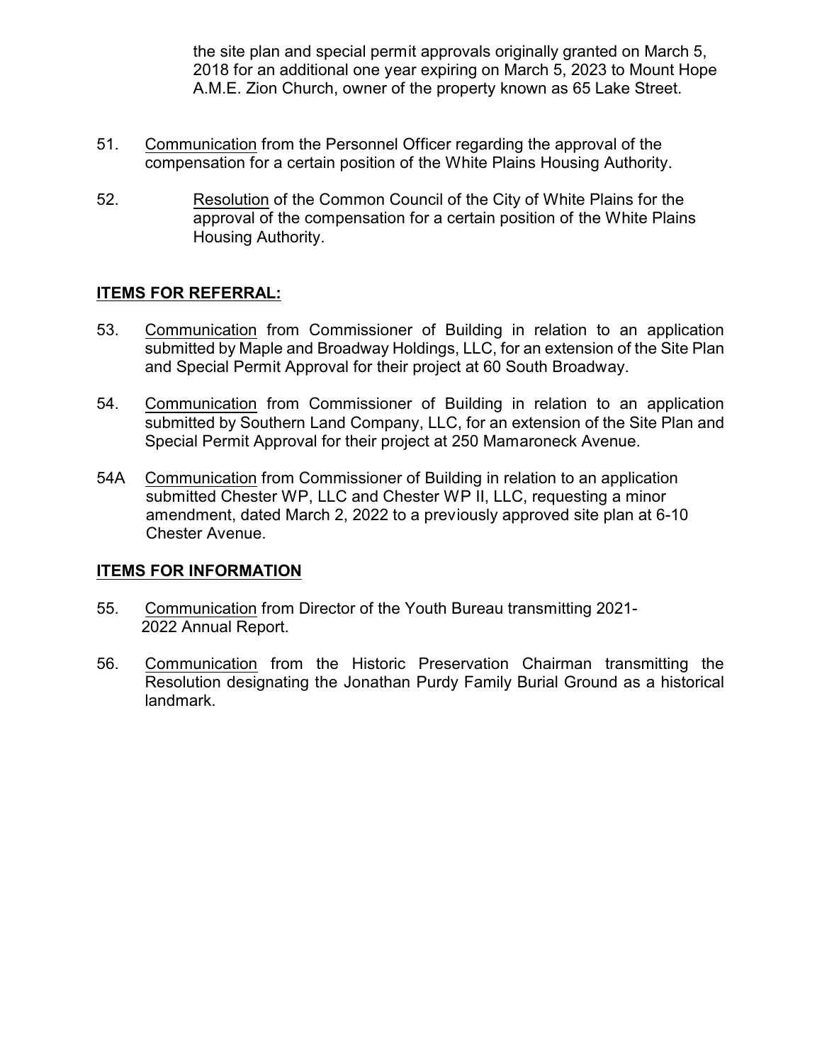the site plan and special permit approvals originally granted on March 5, 2018 for an additional one year expiring on March 5, 2023 to Mount Hope A.M.E. Zion Church, owner of the property known as 65 Lake Street.

51. Communication from the Personnel Officer regarding the approval of the compensation for a certain position of the White Plains Housing Authority.

52. Resolution of the Common Council of the City of White Plains for the approval of the compensation for a certain position of the White Plains Housing Authority.

## ITEMS FOR REFERRAL:

53. Communication from Commissioner of Building in relation to an application submitted by Maple and Broadway Holdings, LLC, for an extension of the Site Plan and Special Permit Approval for their project at 60 South Broadway.

54. Communication from Commissioner of Building in relation to an application submitted by Southern Land Company, LLC, for an extension of the Site Plan and Special Permit Approval for their project at 250 Mamaroneck Avenue.

54A Communication from Commissioner of Building in relation to an application submitted Chester WP, LLC and Chester WP II, LLC, requesting a minor amendment, dated March 2, 2022 to a previously approved site plan at 6-10 Chester Avenue.

## ITEMS FOR INFORMATION

55. Communication from Director of the Youth Bureau transmitting 2021-2022 Annual Report.

56. Communication from the Historic Preservation Chairman transmitting the Resolution designating the Jonathan Purdy Family Burial Ground as a historical landmark.